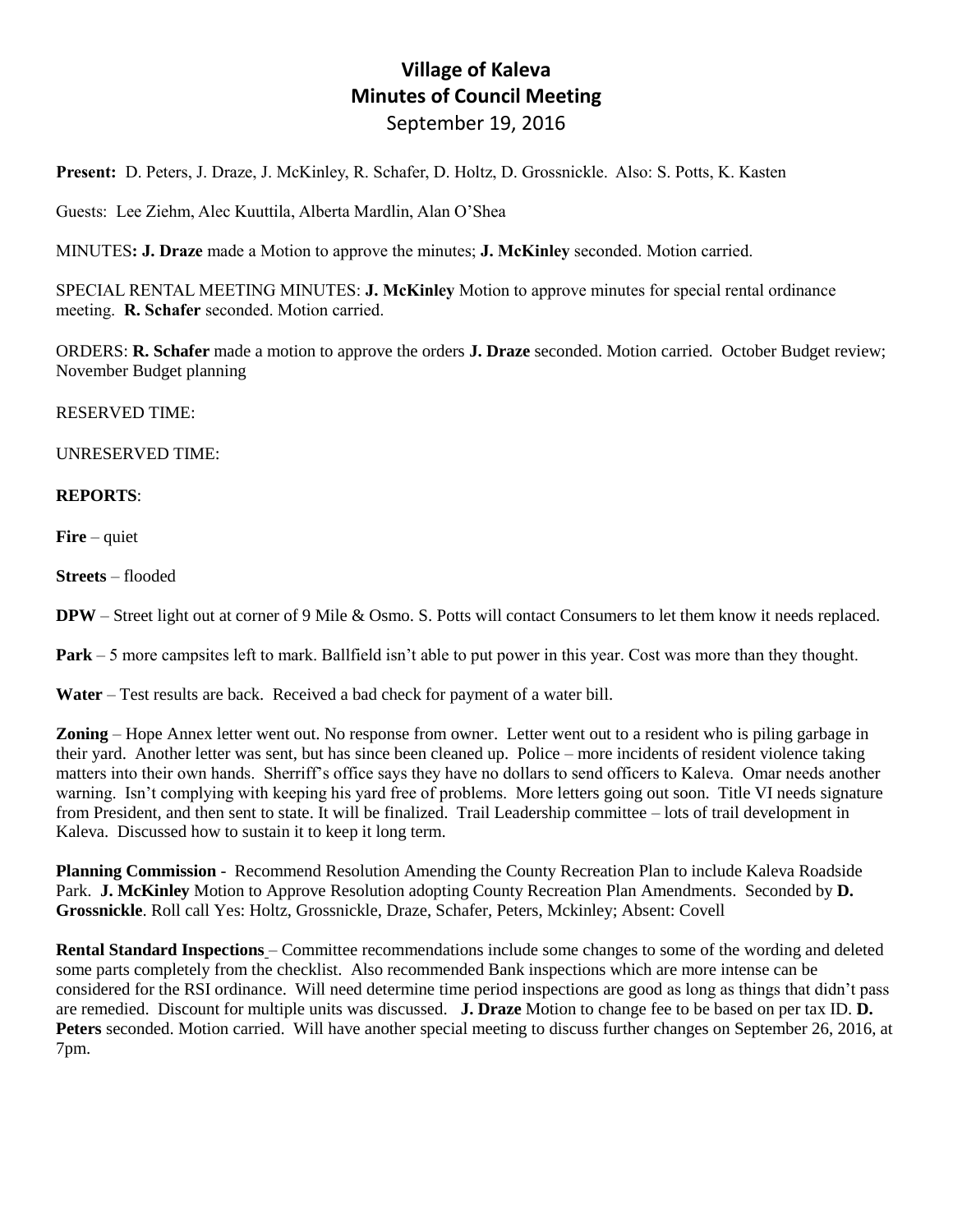# Village of Kaleva
# Minutes of Council Meeting
## September 19, 2016

**Present:** D. Peters, J. Draze, J. McKinley, R. Schafer, D. Holtz, D. Grossnickle. Also: S. Potts, K. Kasten

Guests: Lee Ziehm, Alec Kuuttila, Alberta Mardlin, Alan O'Shea

MINUTES**: J. Draze** made a Motion to approve the minutes; **J. McKinley** seconded. Motion carried.

SPECIAL RENTAL MEETING MINUTES: **J. McKinley** Motion to approve minutes for special rental ordinance meeting. **R. Schafer** seconded. Motion carried.

ORDERS: **R. Schafer** made a motion to approve the orders **J. Draze** seconded. Motion carried. October Budget review; November Budget planning

RESERVED TIME:

UNRESERVED TIME:

**REPORTS**:

**Fire** – quiet

**Streets** – flooded

**DPW** – Street light out at corner of 9 Mile & Osmo. S. Potts will contact Consumers to let them know it needs replaced.

**Park** – 5 more campsites left to mark. Ballfield isn't able to put power in this year. Cost was more than they thought.

**Water** – Test results are back. Received a bad check for payment of a water bill.

**Zoning** – Hope Annex letter went out. No response from owner. Letter went out to a resident who is piling garbage in their yard. Another letter was sent, but has since been cleaned up. Police – more incidents of resident violence taking matters into their own hands. Sherriff's office says they have no dollars to send officers to Kaleva. Omar needs another warning. Isn't complying with keeping his yard free of problems. More letters going out soon. Title VI needs signature from President, and then sent to state. It will be finalized. Trail Leadership committee – lots of trail development in Kaleva. Discussed how to sustain it to keep it long term.

**Planning Commission** - Recommend Resolution Amending the County Recreation Plan to include Kaleva Roadside Park. **J. McKinley** Motion to Approve Resolution adopting County Recreation Plan Amendments. Seconded by **D. Grossnickle**. Roll call Yes: Holtz, Grossnickle, Draze, Schafer, Peters, Mckinley; Absent: Covell

**Rental Standard Inspections** – Committee recommendations include some changes to some of the wording and deleted some parts completely from the checklist. Also recommended Bank inspections which are more intense can be considered for the RSI ordinance. Will need determine time period inspections are good as long as things that didn't pass are remedied. Discount for multiple units was discussed. **J. Draze** Motion to change fee to be based on per tax ID. **D. Peters** seconded. Motion carried. Will have another special meeting to discuss further changes on September 26, 2016, at 7pm.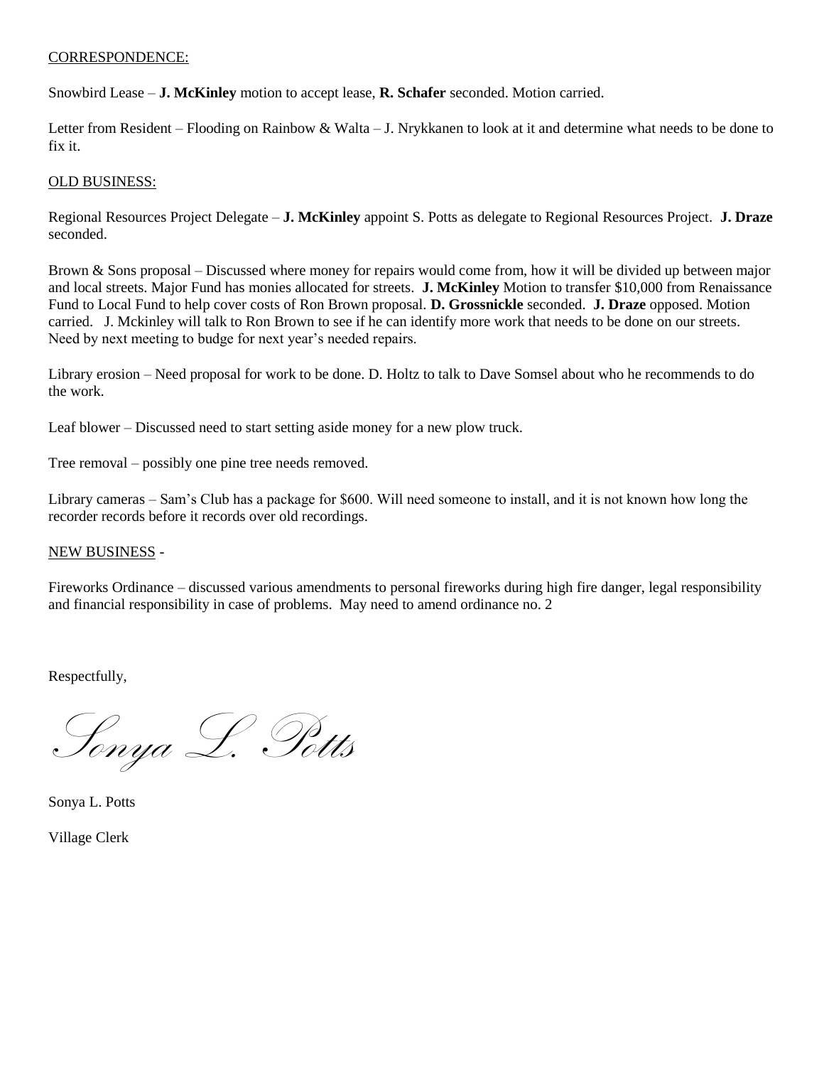CORRESPONDENCE:

Snowbird Lease – **J. McKinley** motion to accept lease, **R. Schafer** seconded. Motion carried.

Letter from Resident – Flooding on Rainbow & Walta – J. Nrykkanen to look at it and determine what needs to be done to fix it.

OLD BUSINESS:

Regional Resources Project Delegate – **J. McKinley** appoint S. Potts as delegate to Regional Resources Project. **J. Draze** seconded.

Brown & Sons proposal – Discussed where money for repairs would come from, how it will be divided up between major and local streets. Major Fund has monies allocated for streets. **J. McKinley** Motion to transfer $10,000 from Renaissance Fund to Local Fund to help cover costs of Ron Brown proposal. **D. Grossnickle** seconded. **J. Draze** opposed. Motion carried. J. Mckinley will talk to Ron Brown to see if he can identify more work that needs to be done on our streets. Need by next meeting to budge for next year's needed repairs.

Library erosion – Need proposal for work to be done. D. Holtz to talk to Dave Somsel about who he recommends to do the work.

Leaf blower – Discussed need to start setting aside money for a new plow truck.

Tree removal – possibly one pine tree needs removed.

Library cameras – Sam's Club has a package for $600. Will need someone to install, and it is not known how long the recorder records before it records over old recordings.

NEW BUSINESS -

Fireworks Ordinance – discussed various amendments to personal fireworks during high fire danger, legal responsibility and financial responsibility in case of problems. May need to amend ordinance no. 2

Respectfully,

*Sonya L. Potts*

Sonya L. Potts

Village Clerk